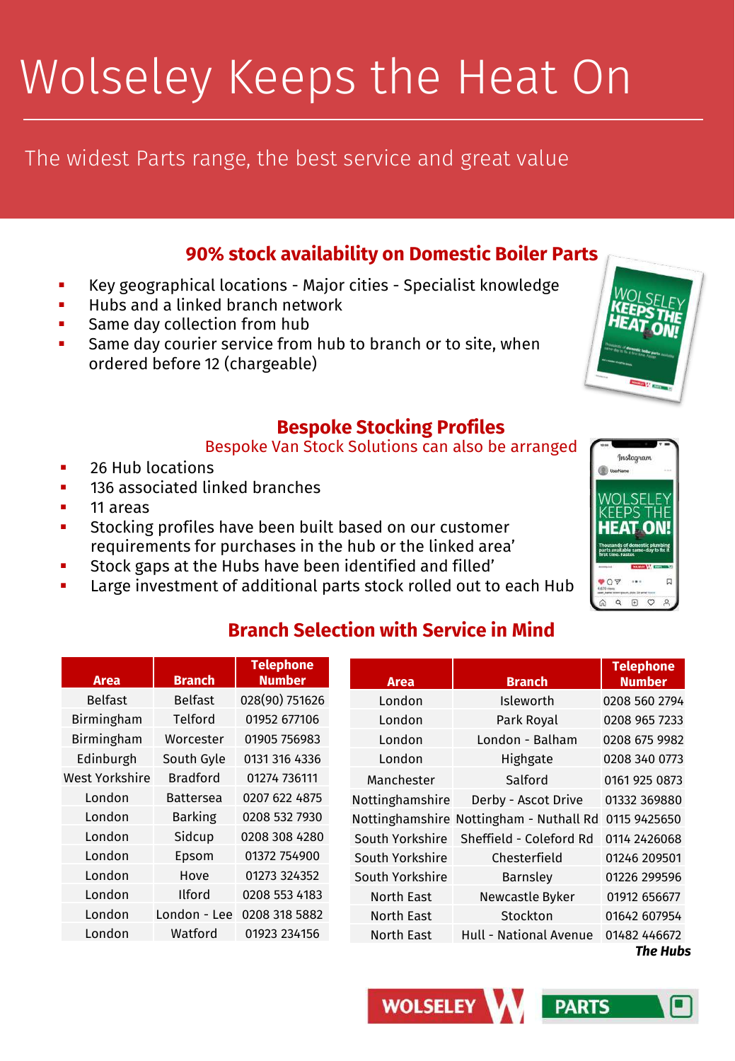# Wolseley Keeps the Heat On

The widest Parts range, the best service and great value

## 90% stock availability on Domestic Boiler Parts

- Key geographical locations - Major cities - Specialist knowledge
- Hubs and a linked branch network
- Same day collection from hub
- Same day courier service from hub to branch or to site, when ordered before 12 (chargeable)

## Bespoke Stocking Profiles

Bespoke Van Stock Solutions can also be arranged

- 26 Hub locations
- 136 associated linked branches
- 11 areas
- Stocking profiles have been built based on our customer requirements for purchases in the hub or the linked area'
- Stock gaps at the Hubs have been identified and filled'
- Large investment of additional parts stock rolled out to each Hub

## Branch Selection with Service in Mind

| Area | Branch | Telephone Number |
|---|---|---|
| Belfast | Belfast | 028(90) 751626 |
| Birmingham | Telford | 01952 677106 |
| Birmingham | Worcester | 01905 756983 |
| Edinburgh | South Gyle | 0131 316 4336 |
| West Yorkshire | Bradford | 01274 736111 |
| London | Battersea | 0207 622 4875 |
| London | Barking | 0208 532 7930 |
| London | Sidcup | 0208 308 4280 |
| London | Epsom | 01372 754900 |
| London | Hove | 01273 324352 |
| London | Ilford | 0208 553 4183 |
| London | London - Lee | 0208 318 5882 |
| London | Watford | 01923 234156 |

| Area | Branch | Telephone Number |
|---|---|---|
| London | Isleworth | 0208 560 2794 |
| London | Park Royal | 0208 965 7233 |
| London | London - Balham | 0208 675 9982 |
| London | Highgate | 0208 340 0773 |
| Manchester | Salford | 0161 925 0873 |
| Nottinghamshire | Derby - Ascot Drive | 01332 369880 |
| Nottinghamshire | Nottingham - Nuthall Rd | 0115 9425650 |
| South Yorkshire | Sheffield - Coleford Rd | 0114 2426068 |
| South Yorkshire | Chesterfield | 01246 209501 |
| South Yorkshire | Barnsley | 01226 299596 |
| North East | Newcastle Byker | 01912 656677 |
| North East | Stockton | 01642 607954 |
| North East | Hull - National Avenue | 01482 446672 |

***The Hubs***

WOLSELEY PARTS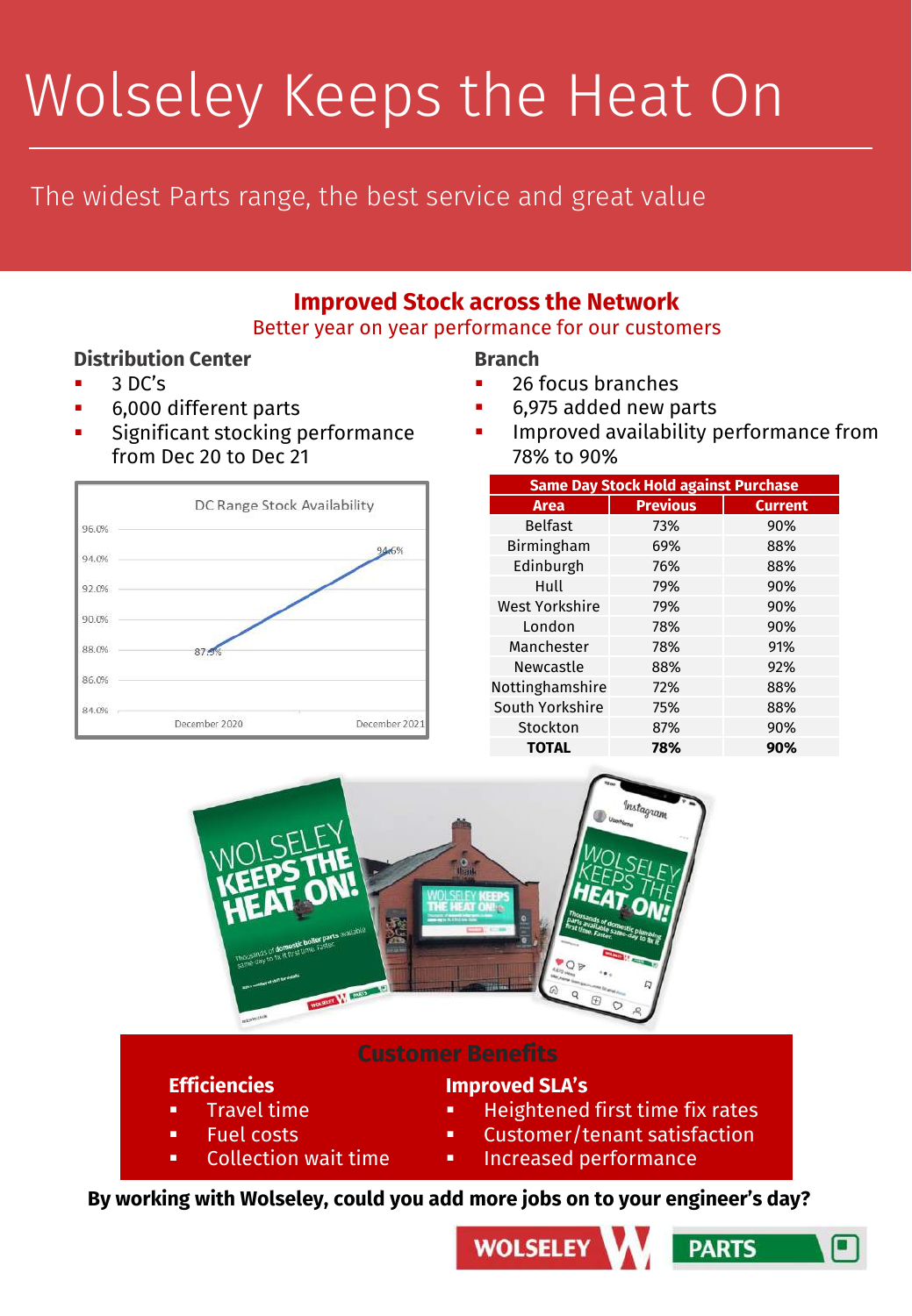# Wolseley Keeps the Heat On

The widest Parts range, the best service and great value

## Improved Stock across the Network

Better year on year performance for our customers

### Distribution Center

- 3 DC's
- 6,000 different parts
- Significant stocking performance from Dec 20 to Dec 21

DC Range Stock Availability

96.0%
94.0%
92.0%
90.0%
88.0%
86.0%
84.0%

87.5%
94.6%

December 2020
December 2021

### Branch

- 26 focus branches
- 6,975 added new parts
- Improved availability performance from 78% to 90%

| Same Day Stock Hold against Purchase | | |
|---|---|---|
| **Area** | **Previous** | **Current** |
| Belfast | 73% | 90% |
| Birmingham | 69% | 88% |
| Edinburgh | 76% | 88% |
| Hull | 79% | 90% |
| West Yorkshire | 79% | 90% |
| London | 78% | 90% |
| Manchester | 78% | 91% |
| Newcastle | 88% | 92% |
| Nottinghamshire | 72% | 88% |
| South Yorkshire | 75% | 88% |
| Stockton | 87% | 90% |
| **TOTAL** | **78%** | **90%** |

## Customer Benefits

**Efficiencies**

- Travel time
- Fuel costs
- Collection wait time

**Improved SLA's**

- Heightened first time fix rates
- Customer/tenant satisfaction
- Increased performance

**By working with Wolseley, could you add more jobs on to your engineer's day?**

WOLSELEY PARTS